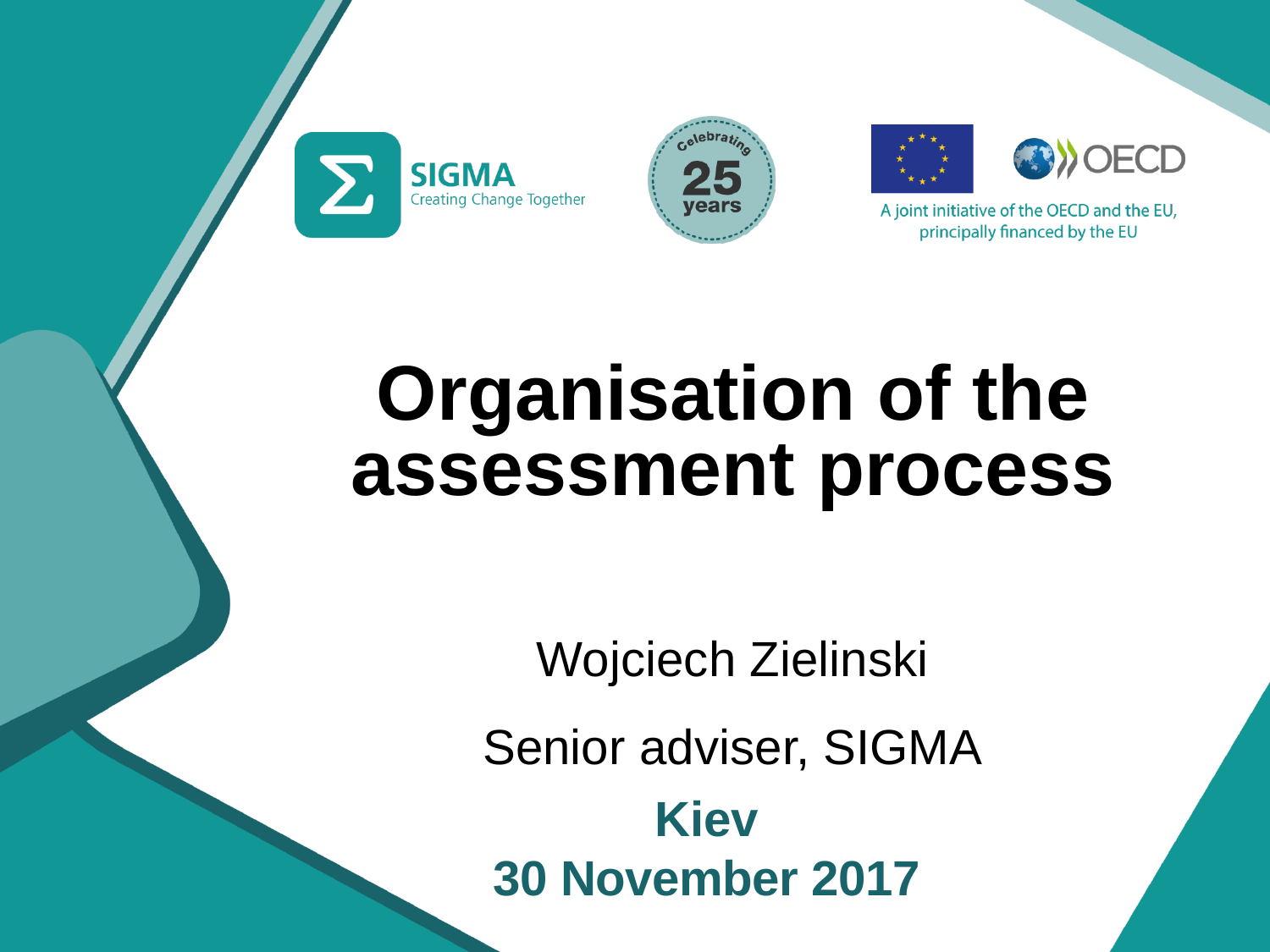SIGMA
Creating Change Together

Celebrating 25 years

A joint initiative of the OECD and the EU, principally financed by the EU

# Organisation of the assessment process

Wojciech Zielinski

Senior adviser, SIGMA

**Kiev**

**30 November 2017**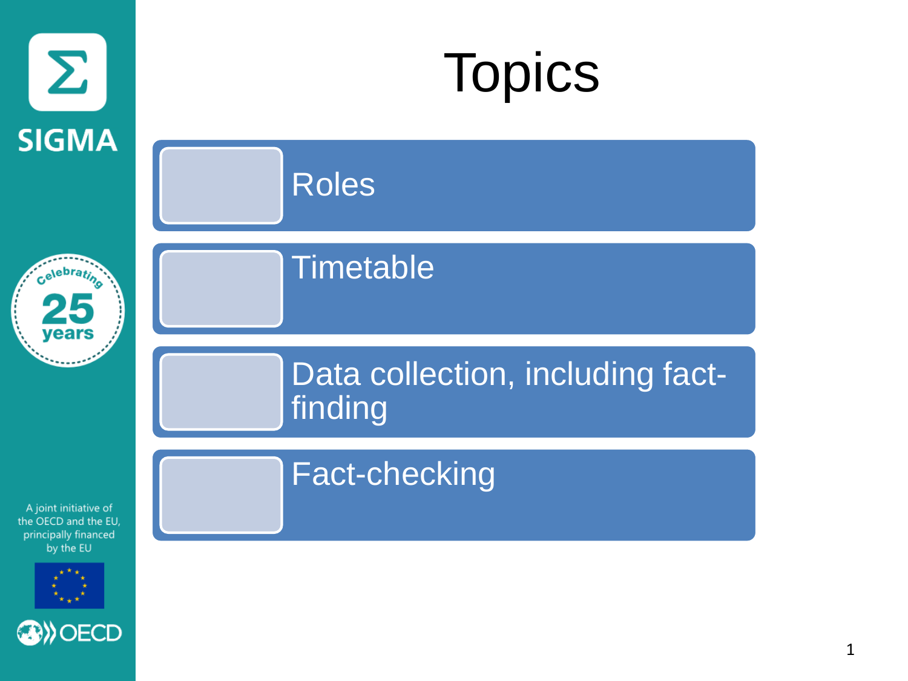# Topics

- Roles
- Timetable
- Data collection, including fact-finding
- Fact-checking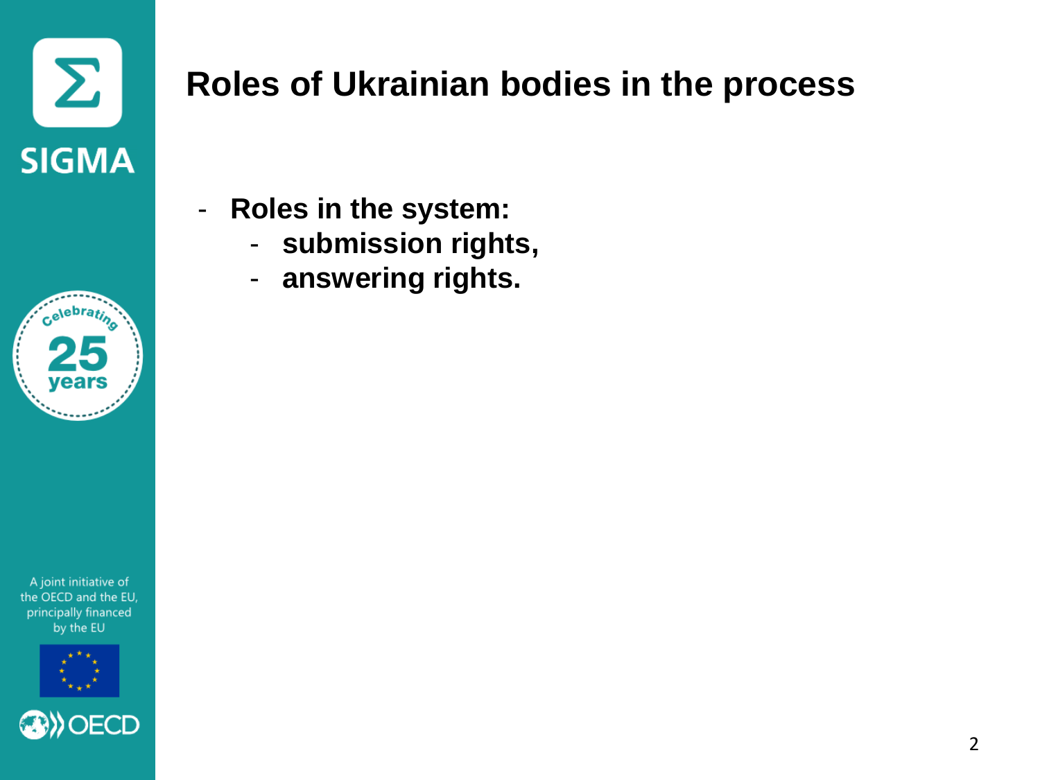# Roles of Ukrainian bodies in the process

- **Roles in the system:**
  - **submission rights,**
  - **answering rights.**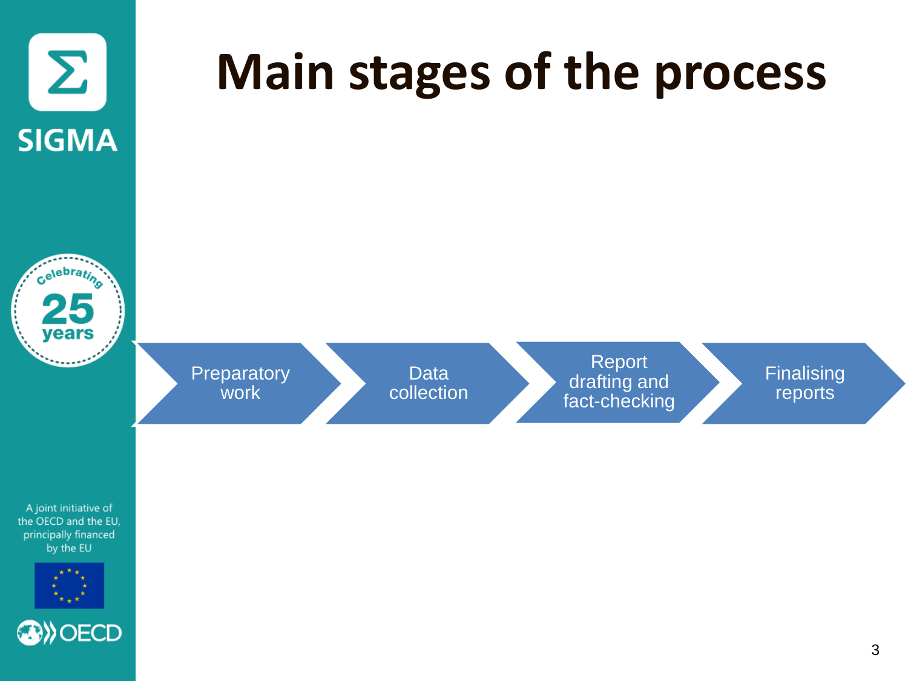# Main stages of the process

1. Preparatory work
2. Data collection
3. Report drafting and fact-checking
4. Finalising reports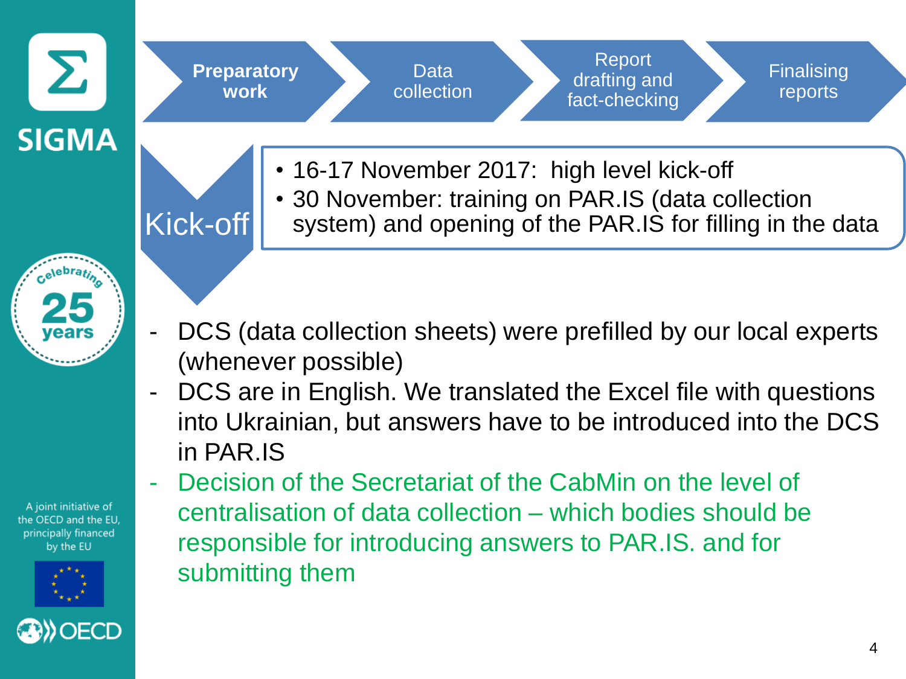**Preparatory work** → Data collection → Report drafting and fact-checking → Finalising reports

## Kick-off

- 16-17 November 2017: high level kick-off
- 30 November: training on PAR.IS (data collection system) and opening of the PAR.IS for filling in the data

- DCS (data collection sheets) were prefilled by our local experts (whenever possible)
- DCS are in English. We translated the Excel file with questions into Ukrainian, but answers have to be introduced into the DCS in PAR.IS
- Decision of the Secretariat of the CabMin on the level of centralisation of data collection – which bodies should be responsible for introducing answers to PAR.IS. and for submitting them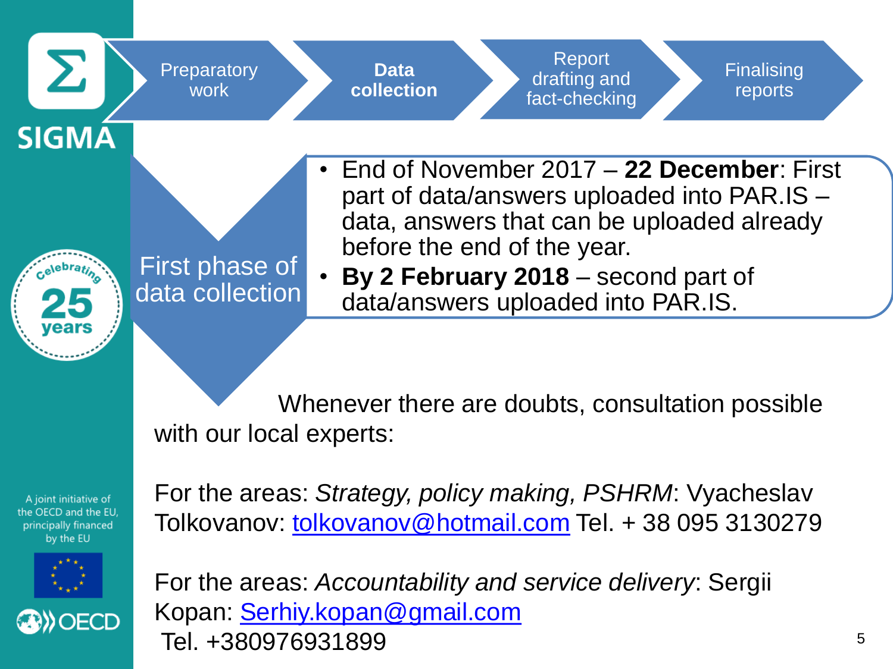Preparatory work → **Data collection** → Report drafting and fact-checking → Finalising reports

## First phase of data collection

- End of November 2017 – **22 December**: First part of data/answers uploaded into PAR.IS – data, answers that can be uploaded already before the end of the year.
- **By 2 February 2018** – second part of data/answers uploaded into PAR.IS.

Whenever there are doubts, consultation possible with our local experts:

For the areas: *Strategy, policy making, PSHRM*: Vyacheslav Tolkovanov: tolkovanov@hotmail.com Tel. + 38 095 3130279

For the areas: *Accountability and service delivery*: Sergii Kopan: Serhiy.kopan@gmail.com
Tel. +380976931899

SIGMA

Celebrating 25 years

A joint initiative of the OECD and the EU, principally financed by the EU

OECD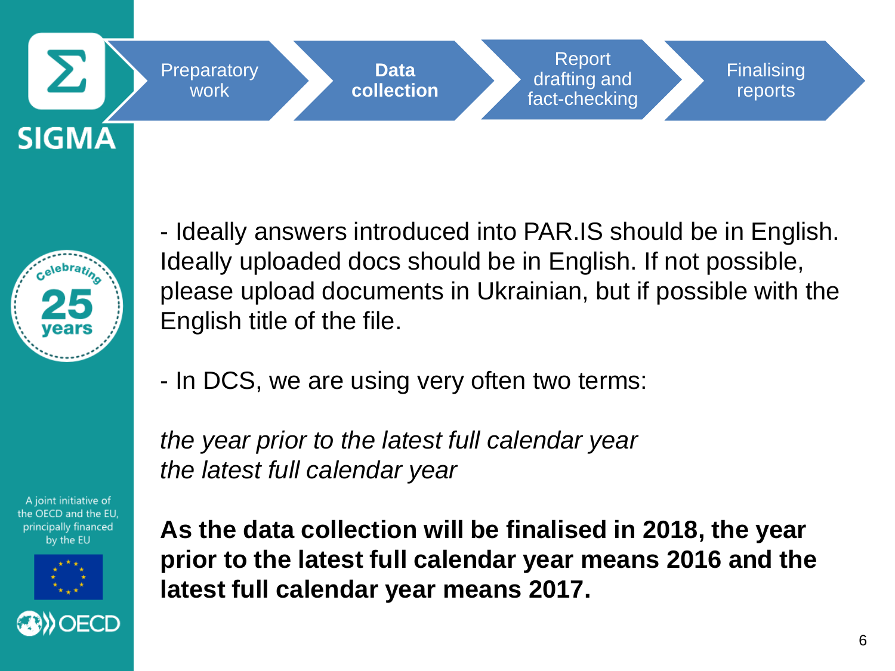Preparatory work → **Data collection** → Report drafting and fact-checking → Finalising reports

- Ideally answers introduced into PAR.IS should be in English. Ideally uploaded docs should be in English. If not possible, please upload documents in Ukrainian, but if possible with the English title of the file.

- In DCS, we are using very often two terms:

*the year prior to the latest full calendar year*
*the latest full calendar year*

**As the data collection will be finalised in 2018, the year prior to the latest full calendar year means 2016 and the latest full calendar year means 2017.**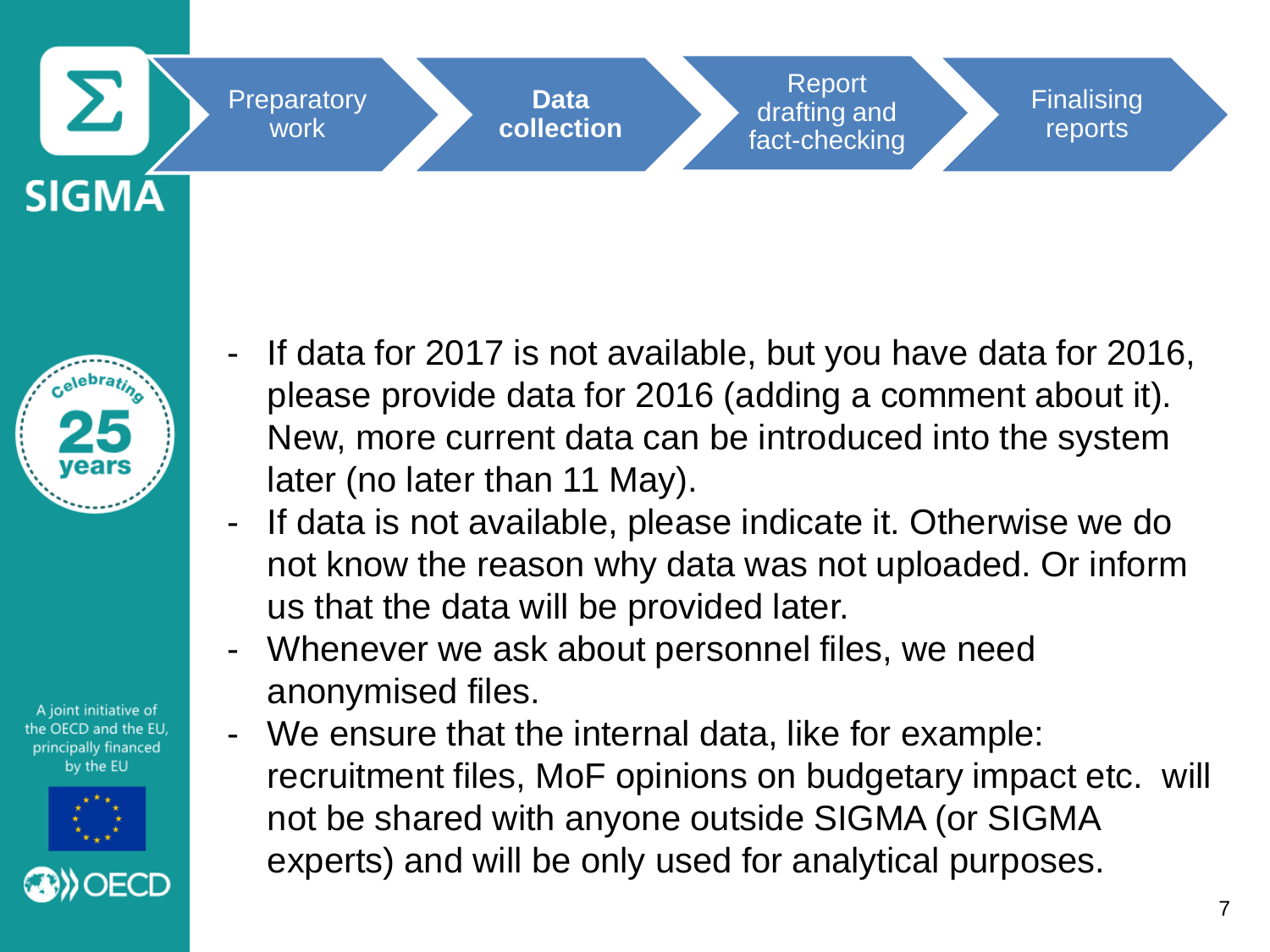Preparatory work → **Data collection** → Report drafting and fact-checking → Finalising reports

- If data for 2017 is not available, but you have data for 2016, please provide data for 2016 (adding a comment about it). New, more current data can be introduced into the system later (no later than 11 May).
- If data is not available, please indicate it. Otherwise we do not know the reason why data was not uploaded. Or inform us that the data will be provided later.
- Whenever we ask about personnel files, we need anonymised files.
- We ensure that the internal data, like for example: recruitment files, MoF opinions on budgetary impact etc. will not be shared with anyone outside SIGMA (or SIGMA experts) and will be only used for analytical purposes.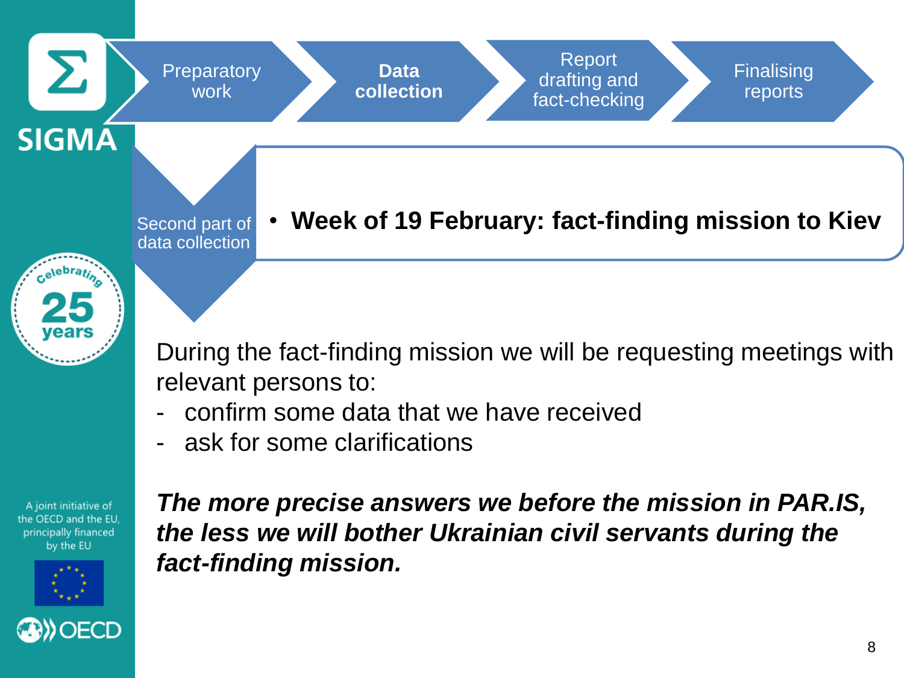Preparatory work → **Data collection** → Report drafting and fact-checking → Finalising reports

Second part of data collection

- **Week of 19 February: fact-finding mission to Kiev**

During the fact-finding mission we will be requesting meetings with relevant persons to:

- confirm some data that we have received
- ask for some clarifications

***The more precise answers we before the mission in PAR.IS, the less we will bother Ukrainian civil servants during the fact-finding mission.***

A joint initiative of the OECD and the EU, principally financed by the EU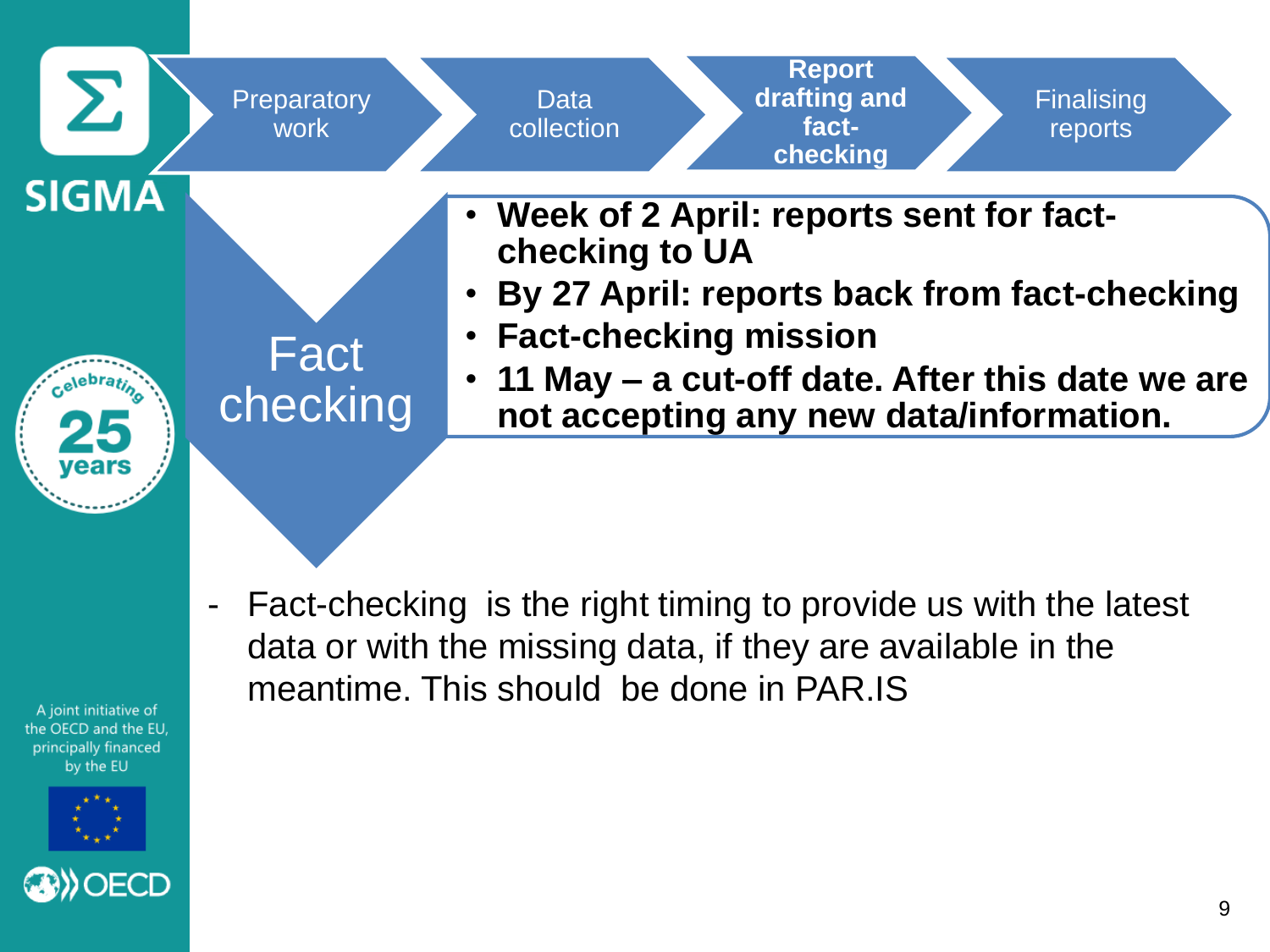Preparatory work → Data collection → **Report drafting and fact-checking** → Finalising reports

## Fact checking

- **Week of 2 April: reports sent for fact-checking to UA**
- **By 27 April: reports back from fact-checking**
- **Fact-checking mission**
- **11 May – a cut-off date. After this date we are not accepting any new data/information.**

- Fact-checking is the right timing to provide us with the latest data or with the missing data, if they are available in the meantime. This should be done in PAR.IS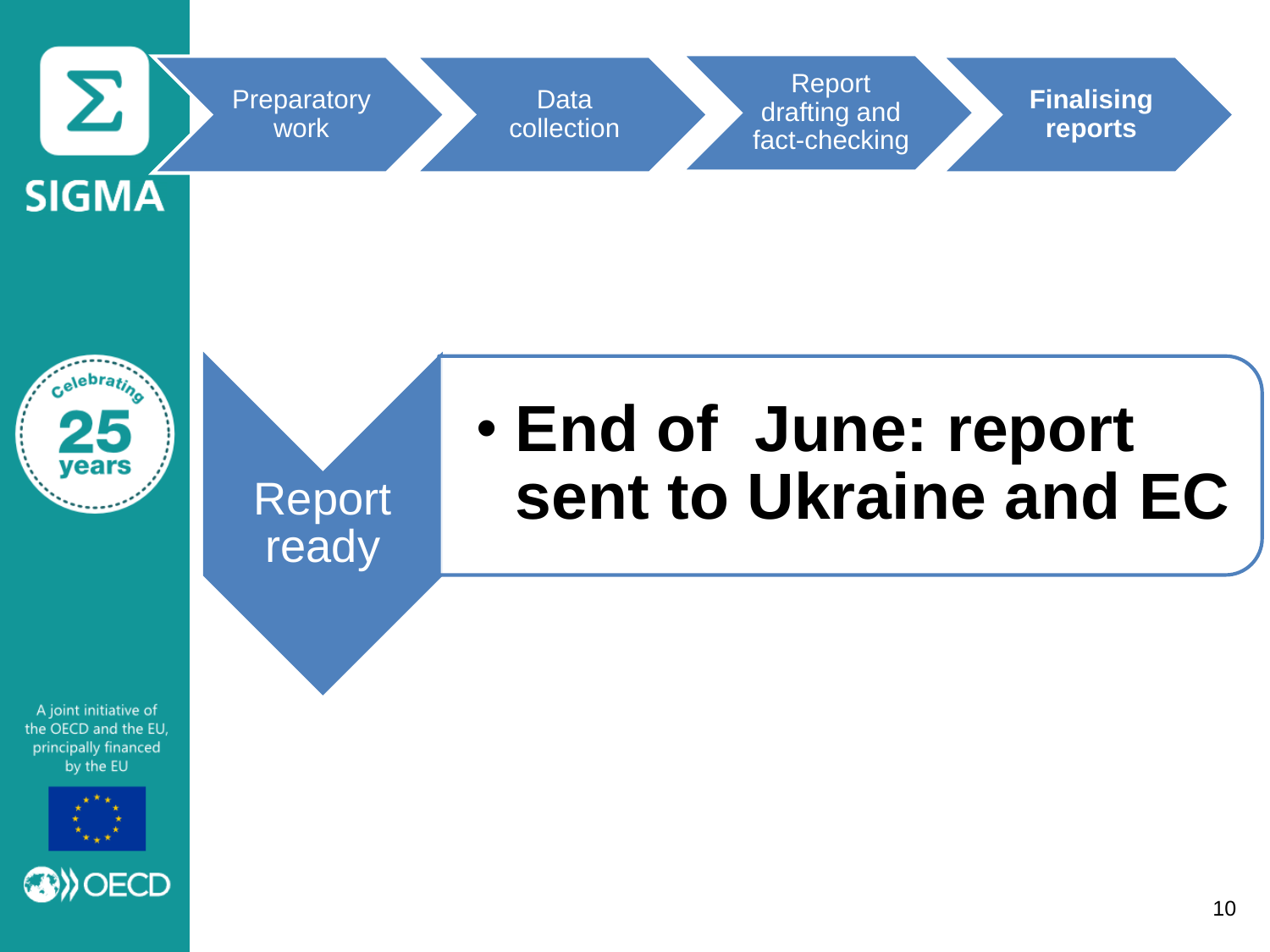Preparatory work → Data collection → Report drafting and fact-checking → **Finalising reports**

**Report ready**

- **End of June: report sent to Ukraine and EC**

A joint initiative of the OECD and the EU, principally financed by the EU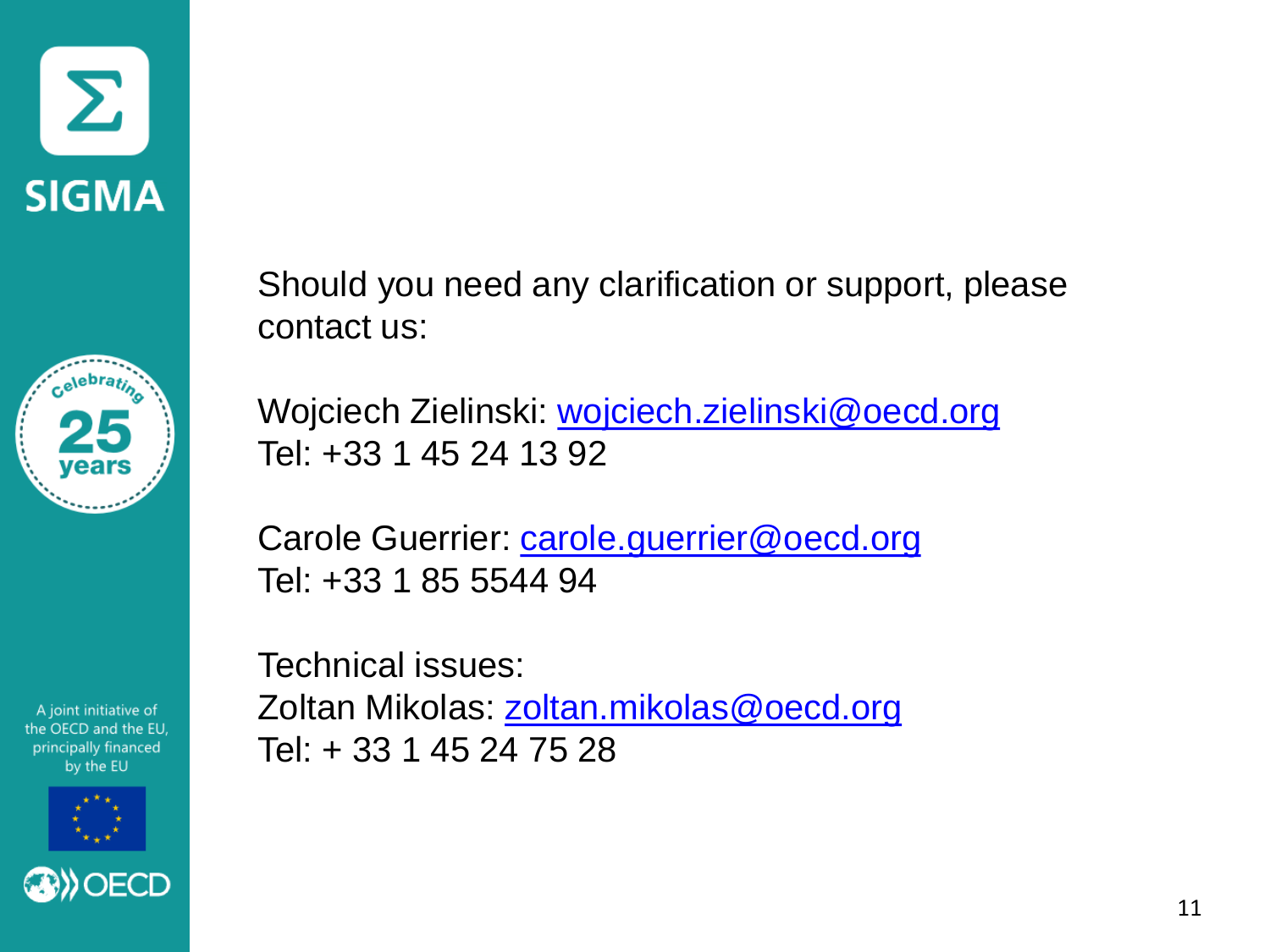SIGMA

Celebrating 25 years

A joint initiative of the OECD and the EU, principally financed by the EU

OECD

Should you need any clarification or support, please contact us:

Wojciech Zielinski: wojciech.zielinski@oecd.org
Tel: +33 1 45 24 13 92

Carole Guerrier: carole.guerrier@oecd.org
Tel: +33 1 85 5544 94

Technical issues:
Zoltan Mikolas: zoltan.mikolas@oecd.org
Tel: + 33 1 45 24 75 28